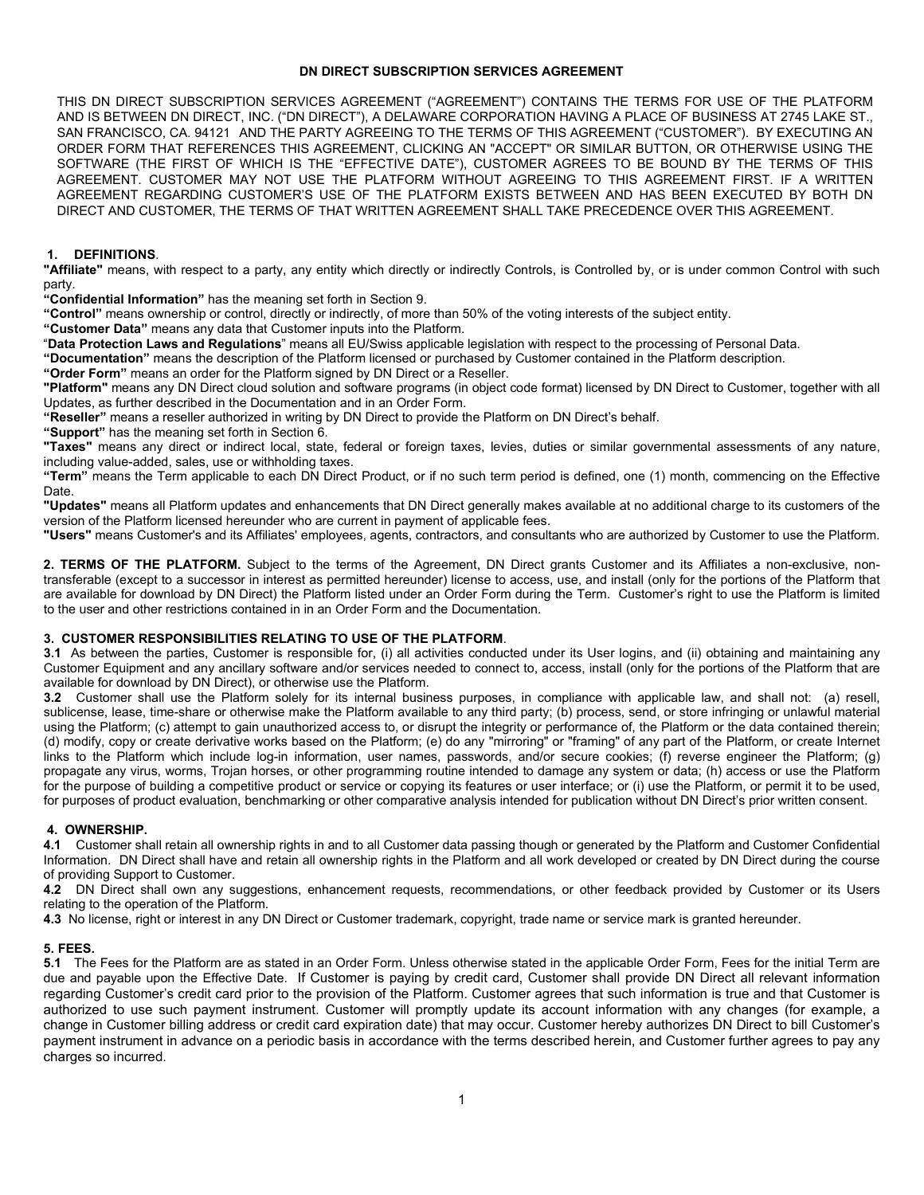# DN DIRECT SUBSCRIPTION SERVICES AGREEMENT

THIS DN DIRECT SUBSCRIPTION SERVICES AGREEMENT ("AGREEMENT") CONTAINS THE TERMS FOR USE OF THE PLATFORM AND IS BETWEEN DN DIRECT, INC. ("DN DIRECT"), A DELAWARE CORPORATION HAVING A PLACE OF BUSINESS AT 2745 LAKE ST., SAN FRANCISCO, CA. 94121 AND THE PARTY AGREEING TO THE TERMS OF THIS AGREEMENT ("CUSTOMER"). BY EXECUTING AN ORDER FORM THAT REFERENCES THIS AGREEMENT, CLICKING AN "ACCEPT" OR SIMILAR BUTTON, OR OTHERWISE USING THE SOFTWARE (THE FIRST OF WHICH IS THE "EFFECTIVE DATE"), CUSTOMER AGREES TO BE BOUND BY THE TERMS OF THIS AGREEMENT. CUSTOMER MAY NOT USE THE PLATFORM WITHOUT AGREEING TO THIS AGREEMENT FIRST. IF A WRITTEN AGREEMENT REGARDING CUSTOMER'S USE OF THE PLATFORM EXISTS BETWEEN AND HAS BEEN EXECUTED BY BOTH DN DIRECT AND CUSTOMER, THE TERMS OF THAT WRITTEN AGREEMENT SHALL TAKE PRECEDENCE OVER THIS AGREEMENT.

## 1. DEFINITIONS.

**"Affiliate"** means, with respect to a party, any entity which directly or indirectly Controls, is Controlled by, or is under common Control with such party.

**"Confidential Information"** has the meaning set forth in Section 9.

**"Control"** means ownership or control, directly or indirectly, of more than 50% of the voting interests of the subject entity.

**"Customer Data"** means any data that Customer inputs into the Platform.

"**Data Protection Laws and Regulations**" means all EU/Swiss applicable legislation with respect to the processing of Personal Data.

**"Documentation"** means the description of the Platform licensed or purchased by Customer contained in the Platform description.

**"Order Form"** means an order for the Platform signed by DN Direct or a Reseller.

**"Platform"** means any DN Direct cloud solution and software programs (in object code format) licensed by DN Direct to Customer, together with all Updates, as further described in the Documentation and in an Order Form.

**"Reseller"** means a reseller authorized in writing by DN Direct to provide the Platform on DN Direct's behalf.

**"Support"** has the meaning set forth in Section 6.

**"Taxes"** means any direct or indirect local, state, federal or foreign taxes, levies, duties or similar governmental assessments of any nature, including value-added, sales, use or withholding taxes.

**"Term"** means the Term applicable to each DN Direct Product, or if no such term period is defined, one (1) month, commencing on the Effective Date.

**"Updates"** means all Platform updates and enhancements that DN Direct generally makes available at no additional charge to its customers of the version of the Platform licensed hereunder who are current in payment of applicable fees.

**"Users"** means Customer's and its Affiliates' employees, agents, contractors, and consultants who are authorized by Customer to use the Platform.

**2. TERMS OF THE PLATFORM.** Subject to the terms of the Agreement, DN Direct grants Customer and its Affiliates a non-exclusive, non-transferable (except to a successor in interest as permitted hereunder) license to access, use, and install (only for the portions of the Platform that are available for download by DN Direct) the Platform listed under an Order Form during the Term. Customer's right to use the Platform is limited to the user and other restrictions contained in in an Order Form and the Documentation.

## 3. CUSTOMER RESPONSIBILITIES RELATING TO USE OF THE PLATFORM.

**3.1** As between the parties, Customer is responsible for, (i) all activities conducted under its User logins, and (ii) obtaining and maintaining any Customer Equipment and any ancillary software and/or services needed to connect to, access, install (only for the portions of the Platform that are available for download by DN Direct), or otherwise use the Platform.

**3.2** Customer shall use the Platform solely for its internal business purposes, in compliance with applicable law, and shall not: (a) resell, sublicense, lease, time-share or otherwise make the Platform available to any third party; (b) process, send, or store infringing or unlawful material using the Platform; (c) attempt to gain unauthorized access to, or disrupt the integrity or performance of, the Platform or the data contained therein; (d) modify, copy or create derivative works based on the Platform; (e) do any "mirroring" or "framing" of any part of the Platform, or create Internet links to the Platform which include log-in information, user names, passwords, and/or secure cookies; (f) reverse engineer the Platform; (g) propagate any virus, worms, Trojan horses, or other programming routine intended to damage any system or data; (h) access or use the Platform for the purpose of building a competitive product or service or copying its features or user interface; or (i) use the Platform, or permit it to be used, for purposes of product evaluation, benchmarking or other comparative analysis intended for publication without DN Direct's prior written consent.

## 4. OWNERSHIP.

**4.1** Customer shall retain all ownership rights in and to all Customer data passing though or generated by the Platform and Customer Confidential Information. DN Direct shall have and retain all ownership rights in the Platform and all work developed or created by DN Direct during the course of providing Support to Customer.

**4.2** DN Direct shall own any suggestions, enhancement requests, recommendations, or other feedback provided by Customer or its Users relating to the operation of the Platform.

**4.3** No license, right or interest in any DN Direct or Customer trademark, copyright, trade name or service mark is granted hereunder.

## 5. FEES.

**5.1** The Fees for the Platform are as stated in an Order Form. Unless otherwise stated in the applicable Order Form, Fees for the initial Term are due and payable upon the Effective Date. If Customer is paying by credit card, Customer shall provide DN Direct all relevant information regarding Customer's credit card prior to the provision of the Platform. Customer agrees that such information is true and that Customer is authorized to use such payment instrument. Customer will promptly update its account information with any changes (for example, a change in Customer billing address or credit card expiration date) that may occur. Customer hereby authorizes DN Direct to bill Customer's payment instrument in advance on a periodic basis in accordance with the terms described herein, and Customer further agrees to pay any charges so incurred.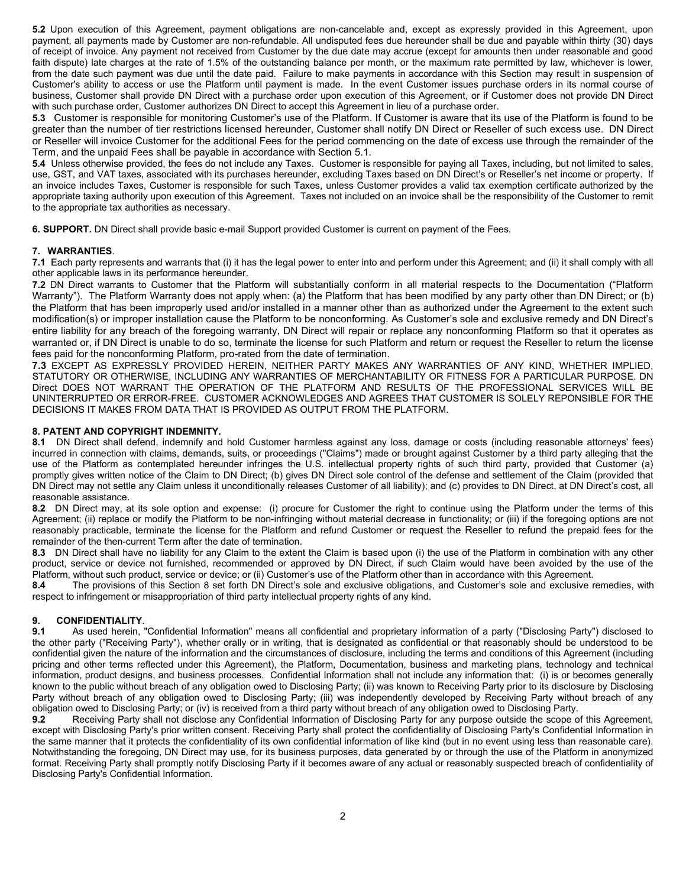**5.2** Upon execution of this Agreement, payment obligations are non-cancelable and, except as expressly provided in this Agreement, upon payment, all payments made by Customer are non-refundable. All undisputed fees due hereunder shall be due and payable within thirty (30) days of receipt of invoice. Any payment not received from Customer by the due date may accrue (except for amounts then under reasonable and good faith dispute) late charges at the rate of 1.5% of the outstanding balance per month, or the maximum rate permitted by law, whichever is lower, from the date such payment was due until the date paid. Failure to make payments in accordance with this Section may result in suspension of Customer's ability to access or use the Platform until payment is made. In the event Customer issues purchase orders in its normal course of business, Customer shall provide DN Direct with a purchase order upon execution of this Agreement, or if Customer does not provide DN Direct with such purchase order, Customer authorizes DN Direct to accept this Agreement in lieu of a purchase order.

**5.3** Customer is responsible for monitoring Customer's use of the Platform. If Customer is aware that its use of the Platform is found to be greater than the number of tier restrictions licensed hereunder, Customer shall notify DN Direct or Reseller of such excess use. DN Direct or Reseller will invoice Customer for the additional Fees for the period commencing on the date of excess use through the remainder of the Term, and the unpaid Fees shall be payable in accordance with Section 5.1.

**5.4** Unless otherwise provided, the fees do not include any Taxes. Customer is responsible for paying all Taxes, including, but not limited to sales, use, GST, and VAT taxes, associated with its purchases hereunder, excluding Taxes based on DN Direct's or Reseller's net income or property. If an invoice includes Taxes, Customer is responsible for such Taxes, unless Customer provides a valid tax exemption certificate authorized by the appropriate taxing authority upon execution of this Agreement. Taxes not included on an invoice shall be the responsibility of the Customer to remit to the appropriate tax authorities as necessary.

**6. SUPPORT.** DN Direct shall provide basic e-mail Support provided Customer is current on payment of the Fees.

**7. WARRANTIES**.

**7.1** Each party represents and warrants that (i) it has the legal power to enter into and perform under this Agreement; and (ii) it shall comply with all other applicable laws in its performance hereunder.

**7.2** DN Direct warrants to Customer that the Platform will substantially conform in all material respects to the Documentation ("Platform Warranty"). The Platform Warranty does not apply when: (a) the Platform that has been modified by any party other than DN Direct; or (b) the Platform that has been improperly used and/or installed in a manner other than as authorized under the Agreement to the extent such modification(s) or improper installation cause the Platform to be nonconforming. As Customer's sole and exclusive remedy and DN Direct's entire liability for any breach of the foregoing warranty, DN Direct will repair or replace any nonconforming Platform so that it operates as warranted or, if DN Direct is unable to do so, terminate the license for such Platform and return or request the Reseller to return the license fees paid for the nonconforming Platform, pro-rated from the date of termination.

**7.3** EXCEPT AS EXPRESSLY PROVIDED HEREIN, NEITHER PARTY MAKES ANY WARRANTIES OF ANY KIND, WHETHER IMPLIED, STATUTORY OR OTHERWISE, INCLUDING ANY WARRANTIES OF MERCHANTABILITY OR FITNESS FOR A PARTICULAR PURPOSE. DN Direct DOES NOT WARRANT THE OPERATION OF THE PLATFORM AND RESULTS OF THE PROFESSIONAL SERVICES WILL BE UNINTERRUPTED OR ERROR-FREE. CUSTOMER ACKNOWLEDGES AND AGREES THAT CUSTOMER IS SOLELY REPONSIBLE FOR THE DECISIONS IT MAKES FROM DATA THAT IS PROVIDED AS OUTPUT FROM THE PLATFORM.

**8. PATENT AND COPYRIGHT INDEMNITY.**

**8.1** DN Direct shall defend, indemnify and hold Customer harmless against any loss, damage or costs (including reasonable attorneys' fees) incurred in connection with claims, demands, suits, or proceedings ("Claims") made or brought against Customer by a third party alleging that the use of the Platform as contemplated hereunder infringes the U.S. intellectual property rights of such third party, provided that Customer (a) promptly gives written notice of the Claim to DN Direct; (b) gives DN Direct sole control of the defense and settlement of the Claim (provided that DN Direct may not settle any Claim unless it unconditionally releases Customer of all liability); and (c) provides to DN Direct, at DN Direct's cost, all reasonable assistance.

**8.2** DN Direct may, at its sole option and expense: (i) procure for Customer the right to continue using the Platform under the terms of this Agreement; (ii) replace or modify the Platform to be non-infringing without material decrease in functionality; or (iii) if the foregoing options are not reasonably practicable, terminate the license for the Platform and refund Customer or request the Reseller to refund the prepaid fees for the remainder of the then-current Term after the date of termination.

**8.3** DN Direct shall have no liability for any Claim to the extent the Claim is based upon (i) the use of the Platform in combination with any other product, service or device not furnished, recommended or approved by DN Direct, if such Claim would have been avoided by the use of the Platform, without such product, service or device; or (ii) Customer's use of the Platform other than in accordance with this Agreement.

**8.4** The provisions of this Section 8 set forth DN Direct's sole and exclusive obligations, and Customer's sole and exclusive remedies, with respect to infringement or misappropriation of third party intellectual property rights of any kind.

**9. CONFIDENTIALITY**.

**9.1** As used herein, "Confidential Information" means all confidential and proprietary information of a party ("Disclosing Party") disclosed to the other party ("Receiving Party"), whether orally or in writing, that is designated as confidential or that reasonably should be understood to be confidential given the nature of the information and the circumstances of disclosure, including the terms and conditions of this Agreement (including pricing and other terms reflected under this Agreement), the Platform, Documentation, business and marketing plans, technology and technical information, product designs, and business processes. Confidential Information shall not include any information that: (i) is or becomes generally known to the public without breach of any obligation owed to Disclosing Party; (ii) was known to Receiving Party prior to its disclosure by Disclosing Party without breach of any obligation owed to Disclosing Party; (iii) was independently developed by Receiving Party without breach of any obligation owed to Disclosing Party; or (iv) is received from a third party without breach of any obligation owed to Disclosing Party.

**9.2** Receiving Party shall not disclose any Confidential Information of Disclosing Party for any purpose outside the scope of this Agreement, except with Disclosing Party's prior written consent. Receiving Party shall protect the confidentiality of Disclosing Party's Confidential Information in the same manner that it protects the confidentiality of its own confidential information of like kind (but in no event using less than reasonable care). Notwithstanding the foregoing, DN Direct may use, for its business purposes, data generated by or through the use of the Platform in anonymized format. Receiving Party shall promptly notify Disclosing Party if it becomes aware of any actual or reasonably suspected breach of confidentiality of Disclosing Party's Confidential Information.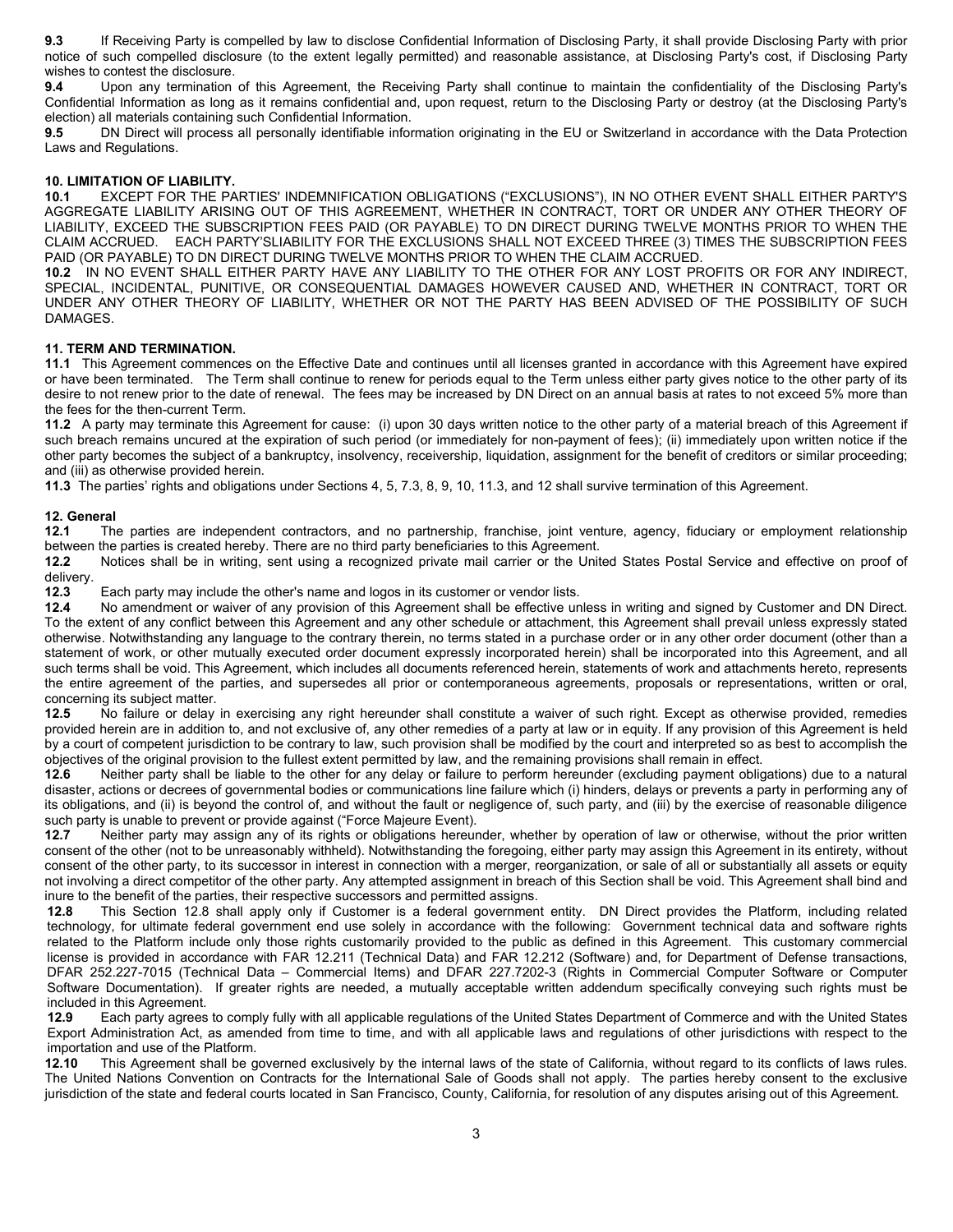**9.3** If Receiving Party is compelled by law to disclose Confidential Information of Disclosing Party, it shall provide Disclosing Party with prior notice of such compelled disclosure (to the extent legally permitted) and reasonable assistance, at Disclosing Party's cost, if Disclosing Party wishes to contest the disclosure.

**9.4** Upon any termination of this Agreement, the Receiving Party shall continue to maintain the confidentiality of the Disclosing Party's Confidential Information as long as it remains confidential and, upon request, return to the Disclosing Party or destroy (at the Disclosing Party's election) all materials containing such Confidential Information.

**9.5** DN Direct will process all personally identifiable information originating in the EU or Switzerland in accordance with the Data Protection Laws and Regulations.

**10. LIMITATION OF LIABILITY.**

**10.1** EXCEPT FOR THE PARTIES' INDEMNIFICATION OBLIGATIONS ("EXCLUSIONS"), IN NO OTHER EVENT SHALL EITHER PARTY'S AGGREGATE LIABILITY ARISING OUT OF THIS AGREEMENT, WHETHER IN CONTRACT, TORT OR UNDER ANY OTHER THEORY OF LIABILITY, EXCEED THE SUBSCRIPTION FEES PAID (OR PAYABLE) TO DN DIRECT DURING TWELVE MONTHS PRIOR TO WHEN THE CLAIM ACCRUED. EACH PARTY'SLIABILITY FOR THE EXCLUSIONS SHALL NOT EXCEED THREE (3) TIMES THE SUBSCRIPTION FEES PAID (OR PAYABLE) TO DN DIRECT DURING TWELVE MONTHS PRIOR TO WHEN THE CLAIM ACCRUED.

**10.2** IN NO EVENT SHALL EITHER PARTY HAVE ANY LIABILITY TO THE OTHER FOR ANY LOST PROFITS OR FOR ANY INDIRECT, SPECIAL, INCIDENTAL, PUNITIVE, OR CONSEQUENTIAL DAMAGES HOWEVER CAUSED AND, WHETHER IN CONTRACT, TORT OR UNDER ANY OTHER THEORY OF LIABILITY, WHETHER OR NOT THE PARTY HAS BEEN ADVISED OF THE POSSIBILITY OF SUCH DAMAGES.

**11. TERM AND TERMINATION.**

**11.1** This Agreement commences on the Effective Date and continues until all licenses granted in accordance with this Agreement have expired or have been terminated. The Term shall continue to renew for periods equal to the Term unless either party gives notice to the other party of its desire to not renew prior to the date of renewal. The fees may be increased by DN Direct on an annual basis at rates to not exceed 5% more than the fees for the then-current Term.

**11.2** A party may terminate this Agreement for cause: (i) upon 30 days written notice to the other party of a material breach of this Agreement if such breach remains uncured at the expiration of such period (or immediately for non-payment of fees); (ii) immediately upon written notice if the other party becomes the subject of a bankruptcy, insolvency, receivership, liquidation, assignment for the benefit of creditors or similar proceeding; and (iii) as otherwise provided herein.

**11.3** The parties' rights and obligations under Sections 4, 5, 7.3, 8, 9, 10, 11.3, and 12 shall survive termination of this Agreement.

**12. General**

**12.1** The parties are independent contractors, and no partnership, franchise, joint venture, agency, fiduciary or employment relationship between the parties is created hereby. There are no third party beneficiaries to this Agreement.

**12.2** Notices shall be in writing, sent using a recognized private mail carrier or the United States Postal Service and effective on proof of delivery.

**12.3** Each party may include the other's name and logos in its customer or vendor lists.

**12.4** No amendment or waiver of any provision of this Agreement shall be effective unless in writing and signed by Customer and DN Direct. To the extent of any conflict between this Agreement and any other schedule or attachment, this Agreement shall prevail unless expressly stated otherwise. Notwithstanding any language to the contrary therein, no terms stated in a purchase order or in any other order document (other than a statement of work, or other mutually executed order document expressly incorporated herein) shall be incorporated into this Agreement, and all such terms shall be void. This Agreement, which includes all documents referenced herein, statements of work and attachments hereto, represents the entire agreement of the parties, and supersedes all prior or contemporaneous agreements, proposals or representations, written or oral, concerning its subject matter.

**12.5** No failure or delay in exercising any right hereunder shall constitute a waiver of such right. Except as otherwise provided, remedies provided herein are in addition to, and not exclusive of, any other remedies of a party at law or in equity. If any provision of this Agreement is held by a court of competent jurisdiction to be contrary to law, such provision shall be modified by the court and interpreted so as best to accomplish the objectives of the original provision to the fullest extent permitted by law, and the remaining provisions shall remain in effect.

**12.6** Neither party shall be liable to the other for any delay or failure to perform hereunder (excluding payment obligations) due to a natural disaster, actions or decrees of governmental bodies or communications line failure which (i) hinders, delays or prevents a party in performing any of its obligations, and (ii) is beyond the control of, and without the fault or negligence of, such party, and (iii) by the exercise of reasonable diligence such party is unable to prevent or provide against ("Force Majeure Event).

**12.7** Neither party may assign any of its rights or obligations hereunder, whether by operation of law or otherwise, without the prior written consent of the other (not to be unreasonably withheld). Notwithstanding the foregoing, either party may assign this Agreement in its entirety, without consent of the other party, to its successor in interest in connection with a merger, reorganization, or sale of all or substantially all assets or equity not involving a direct competitor of the other party. Any attempted assignment in breach of this Section shall be void. This Agreement shall bind and inure to the benefit of the parties, their respective successors and permitted assigns.

**12.8** This Section 12.8 shall apply only if Customer is a federal government entity. DN Direct provides the Platform, including related technology, for ultimate federal government end use solely in accordance with the following: Government technical data and software rights related to the Platform include only those rights customarily provided to the public as defined in this Agreement. This customary commercial license is provided in accordance with FAR 12.211 (Technical Data) and FAR 12.212 (Software) and, for Department of Defense transactions, DFAR 252.227-7015 (Technical Data – Commercial Items) and DFAR 227.7202-3 (Rights in Commercial Computer Software or Computer Software Documentation). If greater rights are needed, a mutually acceptable written addendum specifically conveying such rights must be included in this Agreement.

**12.9** Each party agrees to comply fully with all applicable regulations of the United States Department of Commerce and with the United States Export Administration Act, as amended from time to time, and with all applicable laws and regulations of other jurisdictions with respect to the importation and use of the Platform.

**12.10** This Agreement shall be governed exclusively by the internal laws of the state of California, without regard to its conflicts of laws rules. The United Nations Convention on Contracts for the International Sale of Goods shall not apply. The parties hereby consent to the exclusive jurisdiction of the state and federal courts located in San Francisco, County, California, for resolution of any disputes arising out of this Agreement.